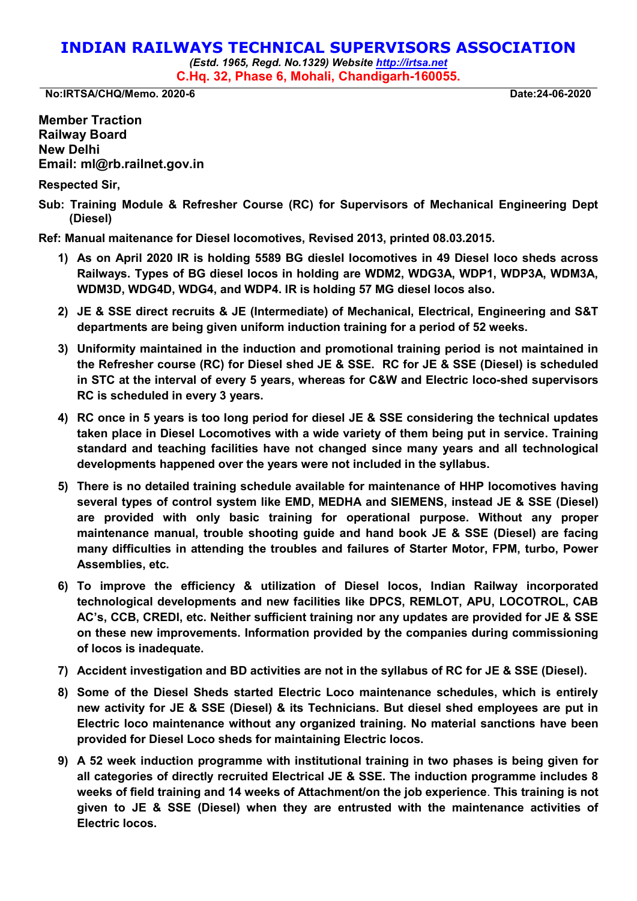# INDIAN RAILWAYS TECHNICAL SUPERVISORS ASSOCIATION

*(Estd. 1965, Regd. No.1329) Website http://irtsa.net*

**C.Hq. 32, Phase 6, Mohali, Chandigarh-160055.**

**No:IRTSA/CHQ/Memo. 2020-6** **Date:24-06-2020**

**Member Traction**
**Railway Board**
**New Delhi**
**Email: ml@rb.railnet.gov.in**

**Respected Sir,**

**Sub: Training Module & Refresher Course (RC) for Supervisors of Mechanical Engineering Dept (Diesel)**

**Ref: Manual maitenance for Diesel locomotives, Revised 2013, printed 08.03.2015.**

1) **As on April 2020 IR is holding 5589 BG dieslel locomotives in 49 Diesel loco sheds across Railways. Types of BG diesel locos in holding are WDM2, WDG3A, WDP1, WDP3A, WDM3A, WDM3D, WDG4D, WDG4, and WDP4. IR is holding 57 MG diesel locos also.**

2) **JE & SSE direct recruits & JE (Intermediate) of Mechanical, Electrical, Engineering and S&T departments are being given uniform induction training for a period of 52 weeks.**

3) **Uniformity maintained in the induction and promotional training period is not maintained in the Refresher course (RC) for Diesel shed JE & SSE. RC for JE & SSE (Diesel) is scheduled in STC at the interval of every 5 years, whereas for C&W and Electric loco-shed supervisors RC is scheduled in every 3 years.**

4) **RC once in 5 years is too long period for diesel JE & SSE considering the technical updates taken place in Diesel Locomotives with a wide variety of them being put in service. Training standard and teaching facilities have not changed since many years and all technological developments happened over the years were not included in the syllabus.**

5) **There is no detailed training schedule available for maintenance of HHP locomotives having several types of control system like EMD, MEDHA and SIEMENS, instead JE & SSE (Diesel) are provided with only basic training for operational purpose. Without any proper maintenance manual, trouble shooting guide and hand book JE & SSE (Diesel) are facing many difficulties in attending the troubles and failures of Starter Motor, FPM, turbo, Power Assemblies, etc.**

6) **To improve the efficiency & utilization of Diesel locos, Indian Railway incorporated technological developments and new facilities like DPCS, REMLOT, APU, LOCOTROL, CAB AC's, CCB, CREDI, etc. Neither sufficient training nor any updates are provided for JE & SSE on these new improvements. Information provided by the companies during commissioning of locos is inadequate.**

7) **Accident investigation and BD activities are not in the syllabus of RC for JE & SSE (Diesel).**

8) **Some of the Diesel Sheds started Electric Loco maintenance schedules, which is entirely new activity for JE & SSE (Diesel) & its Technicians. But diesel shed employees are put in Electric loco maintenance without any organized training. No material sanctions have been provided for Diesel Loco sheds for maintaining Electric locos.**

9) **A 52 week induction programme with institutional training in two phases is being given for all categories of directly recruited Electrical JE & SSE. The induction programme includes 8 weeks of field training and 14 weeks of Attachment/on the job experience. This training is not given to JE & SSE (Diesel) when they are entrusted with the maintenance activities of Electric locos.**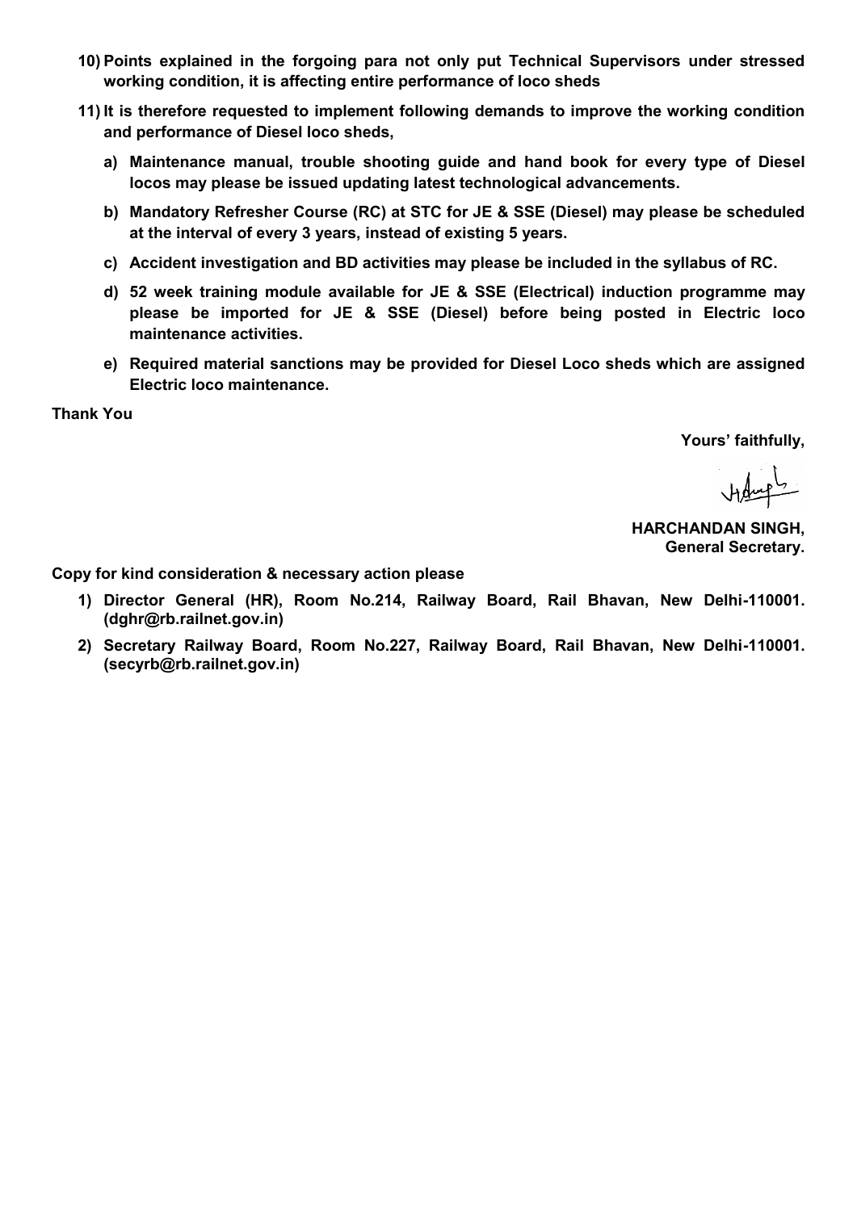10) **Points explained in the forgoing para not only put Technical Supervisors under stressed working condition, it is affecting entire performance of loco sheds**

11) **It is therefore requested to implement following demands to improve the working condition and performance of Diesel loco sheds,**

    a) **Maintenance manual, trouble shooting guide and hand book for every type of Diesel locos may please be issued updating latest technological advancements.**

    b) **Mandatory Refresher Course (RC) at STC for JE & SSE (Diesel) may please be scheduled at the interval of every 3 years, instead of existing 5 years.**

    c) **Accident investigation and BD activities may please be included in the syllabus of RC.**

    d) **52 week training module available for JE & SSE (Electrical) induction programme may please be imported for JE & SSE (Diesel) before being posted in Electric loco maintenance activities.**

    e) **Required material sanctions may be provided for Diesel Loco sheds which are assigned Electric loco maintenance.**

**Thank You**

**Yours' faithfully,**

**HARCHANDAN SINGH,**
**General Secretary.**

**Copy for kind consideration & necessary action please**

1) **Director General (HR), Room No.214, Railway Board, Rail Bhavan, New Delhi-110001. (dghr@rb.railnet.gov.in)**
2) **Secretary Railway Board, Room No.227, Railway Board, Rail Bhavan, New Delhi-110001. (secyrb@rb.railnet.gov.in)**